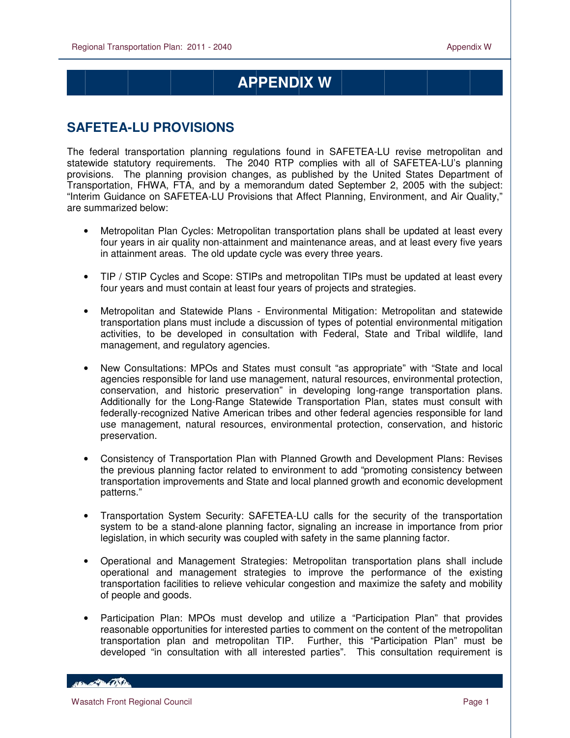# APPENDIX W

## SAFETEA-LU PROVISIONS

The federal transportation planning regulations found in SAFETEA-LU revise metropolitan and statewide statutory requirements. The 2040 RTP complies with all of SAFETEA-LU's planning provisions. The planning provision changes, as published by the United States Department of Transportation, FHWA, FTA, and by a memorandum dated September 2, 2005 with the subject: "Interim Guidance on SAFETEA-LU Provisions that Affect Planning, Environment, and Air Quality," are summarized below:

- Metropolitan Plan Cycles: Metropolitan transportation plans shall be updated at least every four years in air quality non-attainment and maintenance areas, and at least every five years in attainment areas. The old update cycle was every three years.

- TIP / STIP Cycles and Scope: STIPs and metropolitan TIPs must be updated at least every four years and must contain at least four years of projects and strategies.

- Metropolitan and Statewide Plans - Environmental Mitigation: Metropolitan and statewide transportation plans must include a discussion of types of potential environmental mitigation activities, to be developed in consultation with Federal, State and Tribal wildlife, land management, and regulatory agencies.

- New Consultations: MPOs and States must consult "as appropriate" with "State and local agencies responsible for land use management, natural resources, environmental protection, conservation, and historic preservation" in developing long-range transportation plans. Additionally for the Long-Range Statewide Transportation Plan, states must consult with federally-recognized Native American tribes and other federal agencies responsible for land use management, natural resources, environmental protection, conservation, and historic preservation.

- Consistency of Transportation Plan with Planned Growth and Development Plans: Revises the previous planning factor related to environment to add "promoting consistency between transportation improvements and State and local planned growth and economic development patterns."

- Transportation System Security: SAFETEA-LU calls for the security of the transportation system to be a stand-alone planning factor, signaling an increase in importance from prior legislation, in which security was coupled with safety in the same planning factor.

- Operational and Management Strategies: Metropolitan transportation plans shall include operational and management strategies to improve the performance of the existing transportation facilities to relieve vehicular congestion and maximize the safety and mobility of people and goods.

- Participation Plan: MPOs must develop and utilize a "Participation Plan" that provides reasonable opportunities for interested parties to comment on the content of the metropolitan transportation plan and metropolitan TIP. Further, this "Participation Plan" must be developed "in consultation with all interested parties". This consultation requirement is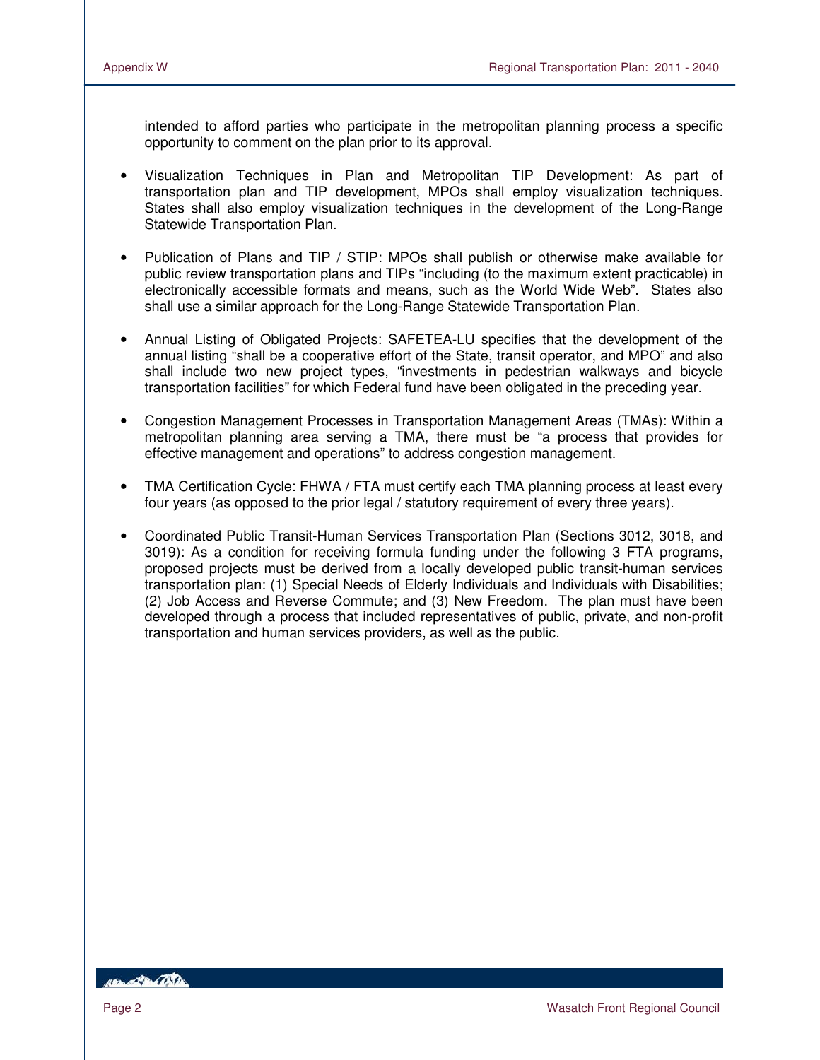intended to afford parties who participate in the metropolitan planning process a specific opportunity to comment on the plan prior to its approval.

- Visualization Techniques in Plan and Metropolitan TIP Development: As part of transportation plan and TIP development, MPOs shall employ visualization techniques. States shall also employ visualization techniques in the development of the Long-Range Statewide Transportation Plan.

- Publication of Plans and TIP / STIP: MPOs shall publish or otherwise make available for public review transportation plans and TIPs "including (to the maximum extent practicable) in electronically accessible formats and means, such as the World Wide Web". States also shall use a similar approach for the Long-Range Statewide Transportation Plan.

- Annual Listing of Obligated Projects: SAFETEA-LU specifies that the development of the annual listing "shall be a cooperative effort of the State, transit operator, and MPO" and also shall include two new project types, "investments in pedestrian walkways and bicycle transportation facilities" for which Federal fund have been obligated in the preceding year.

- Congestion Management Processes in Transportation Management Areas (TMAs): Within a metropolitan planning area serving a TMA, there must be "a process that provides for effective management and operations" to address congestion management.

- TMA Certification Cycle: FHWA / FTA must certify each TMA planning process at least every four years (as opposed to the prior legal / statutory requirement of every three years).

- Coordinated Public Transit-Human Services Transportation Plan (Sections 3012, 3018, and 3019): As a condition for receiving formula funding under the following 3 FTA programs, proposed projects must be derived from a locally developed public transit-human services transportation plan: (1) Special Needs of Elderly Individuals and Individuals with Disabilities; (2) Job Access and Reverse Commute; and (3) New Freedom. The plan must have been developed through a process that included representatives of public, private, and non-profit transportation and human services providers, as well as the public.